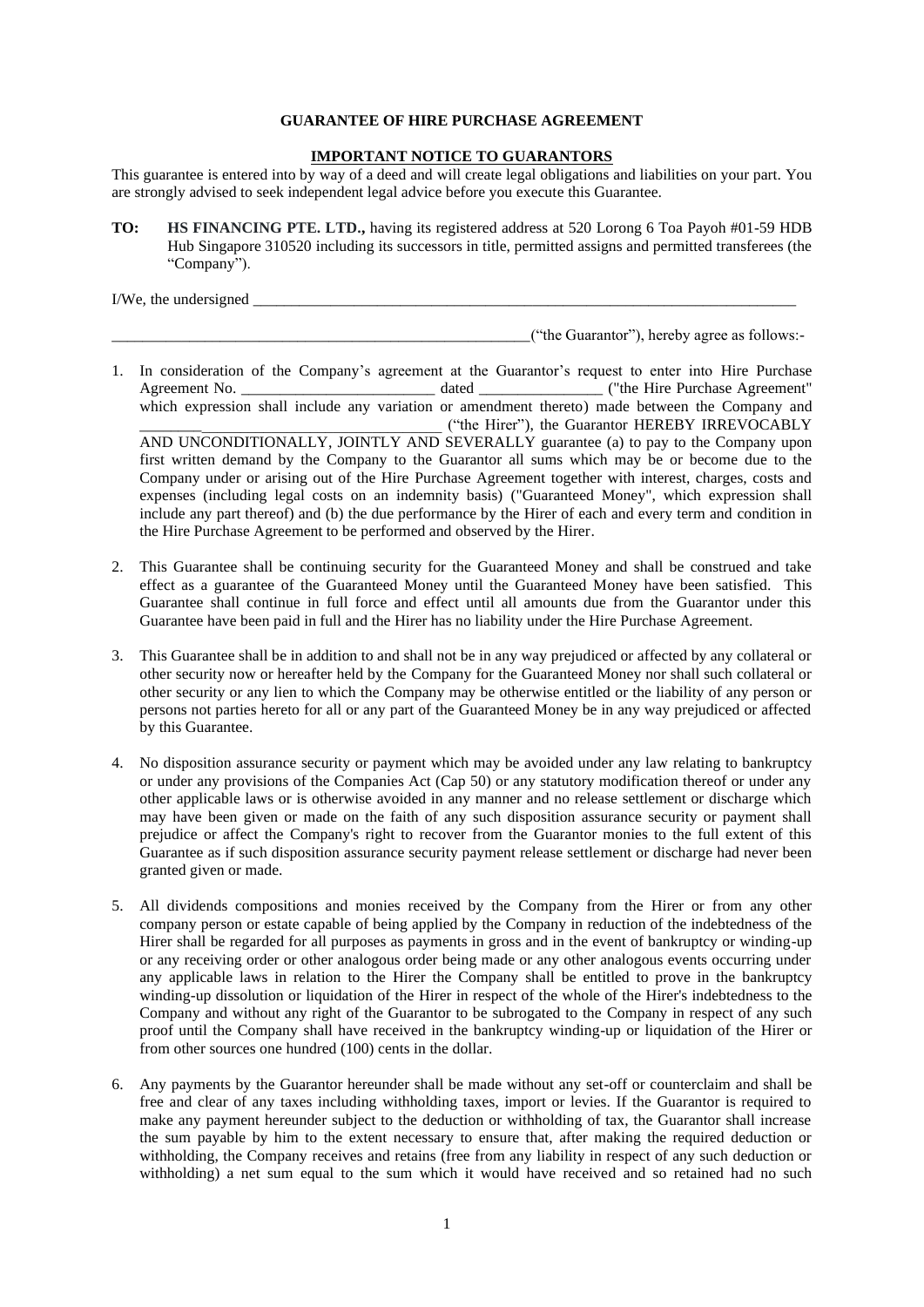**GUARANTEE OF HIRE PURCHASE AGREEMENT**

**IMPORTANT NOTICE TO GUARANTORS**

This guarantee is entered into by way of a deed and will create legal obligations and liabilities on your part. You are strongly advised to seek independent legal advice before you execute this Guarantee.

**TO:** **HS FINANCING PTE. LTD.,** having its registered address at 520 Lorong 6 Toa Payoh #01-59 HDB Hub Singapore 310520 including its successors in title, permitted assigns and permitted transferees (the "Company").

I/We, the undersigned ___________________________________________________________________________

_________________________________________________________("the Guarantor"), hereby agree as follows:-

1. In consideration of the Company's agreement at the Guarantor's request to enter into Hire Purchase Agreement No. _________________________ dated ________________ ("the Hire Purchase Agreement" which expression shall include any variation or amendment thereto) made between the Company and ________________________________________ ("the Hirer"), the Guarantor HEREBY IRREVOCABLY AND UNCONDITIONALLY, JOINTLY AND SEVERALLY guarantee (a) to pay to the Company upon first written demand by the Company to the Guarantor all sums which may be or become due to the Company under or arising out of the Hire Purchase Agreement together with interest, charges, costs and expenses (including legal costs on an indemnity basis) ("Guaranteed Money", which expression shall include any part thereof) and (b) the due performance by the Hirer of each and every term and condition in the Hire Purchase Agreement to be performed and observed by the Hirer.

2. This Guarantee shall be continuing security for the Guaranteed Money and shall be construed and take effect as a guarantee of the Guaranteed Money until the Guaranteed Money have been satisfied. This Guarantee shall continue in full force and effect until all amounts due from the Guarantor under this Guarantee have been paid in full and the Hirer has no liability under the Hire Purchase Agreement.

3. This Guarantee shall be in addition to and shall not be in any way prejudiced or affected by any collateral or other security now or hereafter held by the Company for the Guaranteed Money nor shall such collateral or other security or any lien to which the Company may be otherwise entitled or the liability of any person or persons not parties hereto for all or any part of the Guaranteed Money be in any way prejudiced or affected by this Guarantee.

4. No disposition assurance security or payment which may be avoided under any law relating to bankruptcy or under any provisions of the Companies Act (Cap 50) or any statutory modification thereof or under any other applicable laws or is otherwise avoided in any manner and no release settlement or discharge which may have been given or made on the faith of any such disposition assurance security or payment shall prejudice or affect the Company's right to recover from the Guarantor monies to the full extent of this Guarantee as if such disposition assurance security payment release settlement or discharge had never been granted given or made.

5. All dividends compositions and monies received by the Company from the Hirer or from any other company person or estate capable of being applied by the Company in reduction of the indebtedness of the Hirer shall be regarded for all purposes as payments in gross and in the event of bankruptcy or winding-up or any receiving order or other analogous order being made or any other analogous events occurring under any applicable laws in relation to the Hirer the Company shall be entitled to prove in the bankruptcy winding-up dissolution or liquidation of the Hirer in respect of the whole of the Hirer's indebtedness to the Company and without any right of the Guarantor to be subrogated to the Company in respect of any such proof until the Company shall have received in the bankruptcy winding-up or liquidation of the Hirer or from other sources one hundred (100) cents in the dollar.

6. Any payments by the Guarantor hereunder shall be made without any set-off or counterclaim and shall be free and clear of any taxes including withholding taxes, import or levies. If the Guarantor is required to make any payment hereunder subject to the deduction or withholding of tax, the Guarantor shall increase the sum payable by him to the extent necessary to ensure that, after making the required deduction or withholding, the Company receives and retains (free from any liability in respect of any such deduction or withholding) a net sum equal to the sum which it would have received and so retained had no such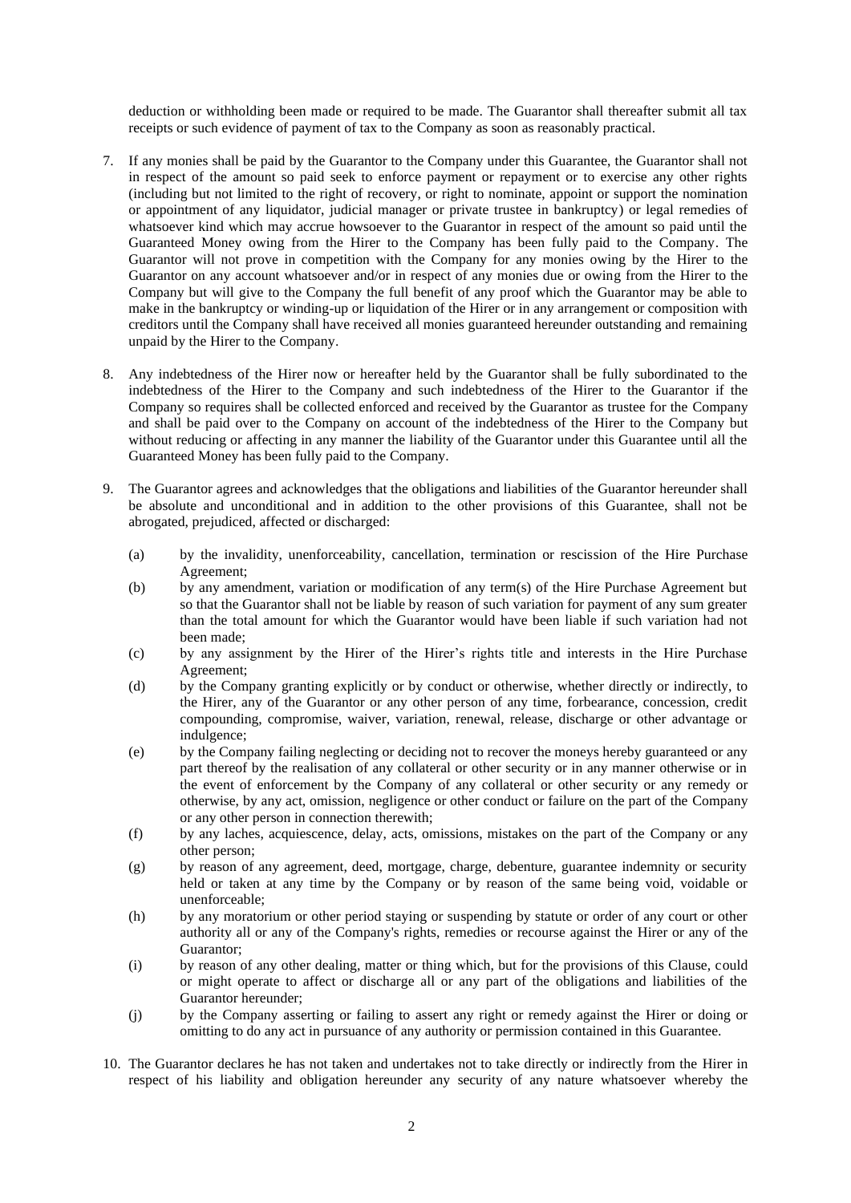deduction or withholding been made or required to be made. The Guarantor shall thereafter submit all tax receipts or such evidence of payment of tax to the Company as soon as reasonably practical.

7. If any monies shall be paid by the Guarantor to the Company under this Guarantee, the Guarantor shall not in respect of the amount so paid seek to enforce payment or repayment or to exercise any other rights (including but not limited to the right of recovery, or right to nominate, appoint or support the nomination or appointment of any liquidator, judicial manager or private trustee in bankruptcy) or legal remedies of whatsoever kind which may accrue howsoever to the Guarantor in respect of the amount so paid until the Guaranteed Money owing from the Hirer to the Company has been fully paid to the Company. The Guarantor will not prove in competition with the Company for any monies owing by the Hirer to the Guarantor on any account whatsoever and/or in respect of any monies due or owing from the Hirer to the Company but will give to the Company the full benefit of any proof which the Guarantor may be able to make in the bankruptcy or winding-up or liquidation of the Hirer or in any arrangement or composition with creditors until the Company shall have received all monies guaranteed hereunder outstanding and remaining unpaid by the Hirer to the Company.

8. Any indebtedness of the Hirer now or hereafter held by the Guarantor shall be fully subordinated to the indebtedness of the Hirer to the Company and such indebtedness of the Hirer to the Guarantor if the Company so requires shall be collected enforced and received by the Guarantor as trustee for the Company and shall be paid over to the Company on account of the indebtedness of the Hirer to the Company but without reducing or affecting in any manner the liability of the Guarantor under this Guarantee until all the Guaranteed Money has been fully paid to the Company.

9. The Guarantor agrees and acknowledges that the obligations and liabilities of the Guarantor hereunder shall be absolute and unconditional and in addition to the other provisions of this Guarantee, shall not be abrogated, prejudiced, affected or discharged:

   (a) by the invalidity, unenforceability, cancellation, termination or rescission of the Hire Purchase Agreement;
   (b) by any amendment, variation or modification of any term(s) of the Hire Purchase Agreement but so that the Guarantor shall not be liable by reason of such variation for payment of any sum greater than the total amount for which the Guarantor would have been liable if such variation had not been made;
   (c) by any assignment by the Hirer of the Hirer's rights title and interests in the Hire Purchase Agreement;
   (d) by the Company granting explicitly or by conduct or otherwise, whether directly or indirectly, to the Hirer, any of the Guarantor or any other person of any time, forbearance, concession, credit compounding, compromise, waiver, variation, renewal, release, discharge or other advantage or indulgence;
   (e) by the Company failing neglecting or deciding not to recover the moneys hereby guaranteed or any part thereof by the realisation of any collateral or other security or in any manner otherwise or in the event of enforcement by the Company of any collateral or other security or any remedy or otherwise, by any act, omission, negligence or other conduct or failure on the part of the Company or any other person in connection therewith;
   (f) by any laches, acquiescence, delay, acts, omissions, mistakes on the part of the Company or any other person;
   (g) by reason of any agreement, deed, mortgage, charge, debenture, guarantee indemnity or security held or taken at any time by the Company or by reason of the same being void, voidable or unenforceable;
   (h) by any moratorium or other period staying or suspending by statute or order of any court or other authority all or any of the Company's rights, remedies or recourse against the Hirer or any of the Guarantor;
   (i) by reason of any other dealing, matter or thing which, but for the provisions of this Clause, could or might operate to affect or discharge all or any part of the obligations and liabilities of the Guarantor hereunder;
   (j) by the Company asserting or failing to assert any right or remedy against the Hirer or doing or omitting to do any act in pursuance of any authority or permission contained in this Guarantee.

10. The Guarantor declares he has not taken and undertakes not to take directly or indirectly from the Hirer in respect of his liability and obligation hereunder any security of any nature whatsoever whereby the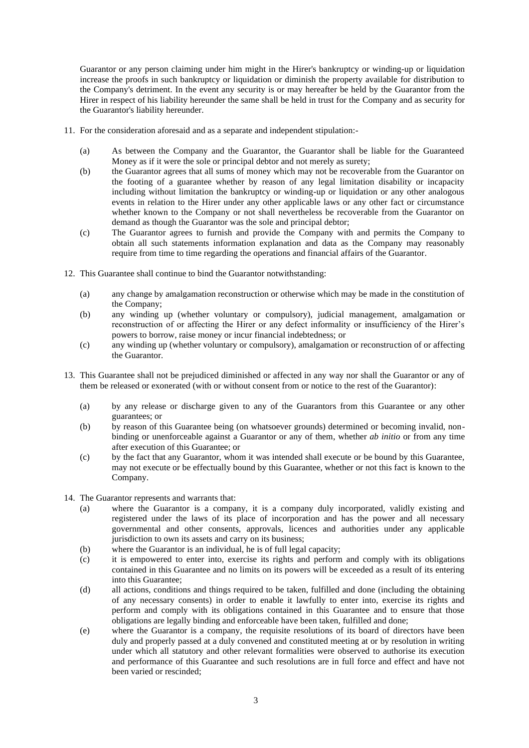Guarantor or any person claiming under him might in the Hirer's bankruptcy or winding-up or liquidation increase the proofs in such bankruptcy or liquidation or diminish the property available for distribution to the Company's detriment. In the event any security is or may hereafter be held by the Guarantor from the Hirer in respect of his liability hereunder the same shall be held in trust for the Company and as security for the Guarantor's liability hereunder.

11. For the consideration aforesaid and as a separate and independent stipulation:-

    (a) As between the Company and the Guarantor, the Guarantor shall be liable for the Guaranteed Money as if it were the sole or principal debtor and not merely as surety;

    (b) the Guarantor agrees that all sums of money which may not be recoverable from the Guarantor on the footing of a guarantee whether by reason of any legal limitation disability or incapacity including without limitation the bankruptcy or winding-up or liquidation or any other analogous events in relation to the Hirer under any other applicable laws or any other fact or circumstance whether known to the Company or not shall nevertheless be recoverable from the Guarantor on demand as though the Guarantor was the sole and principal debtor;

    (c) The Guarantor agrees to furnish and provide the Company with and permits the Company to obtain all such statements information explanation and data as the Company may reasonably require from time to time regarding the operations and financial affairs of the Guarantor.

12. This Guarantee shall continue to bind the Guarantor notwithstanding:

    (a) any change by amalgamation reconstruction or otherwise which may be made in the constitution of the Company;

    (b) any winding up (whether voluntary or compulsory), judicial management, amalgamation or reconstruction of or affecting the Hirer or any defect informality or insufficiency of the Hirer's powers to borrow, raise money or incur financial indebtedness; or

    (c) any winding up (whether voluntary or compulsory), amalgamation or reconstruction of or affecting the Guarantor.

13. This Guarantee shall not be prejudiced diminished or affected in any way nor shall the Guarantor or any of them be released or exonerated (with or without consent from or notice to the rest of the Guarantor):

    (a) by any release or discharge given to any of the Guarantors from this Guarantee or any other guarantees; or

    (b) by reason of this Guarantee being (on whatsoever grounds) determined or becoming invalid, non-binding or unenforceable against a Guarantor or any of them, whether *ab initio* or from any time after execution of this Guarantee; or

    (c) by the fact that any Guarantor, whom it was intended shall execute or be bound by this Guarantee, may not execute or be effectually bound by this Guarantee, whether or not this fact is known to the Company.

14. The Guarantor represents and warrants that:

    (a) where the Guarantor is a company, it is a company duly incorporated, validly existing and registered under the laws of its place of incorporation and has the power and all necessary governmental and other consents, approvals, licences and authorities under any applicable jurisdiction to own its assets and carry on its business;

    (b) where the Guarantor is an individual, he is of full legal capacity;

    (c) it is empowered to enter into, exercise its rights and perform and comply with its obligations contained in this Guarantee and no limits on its powers will be exceeded as a result of its entering into this Guarantee;

    (d) all actions, conditions and things required to be taken, fulfilled and done (including the obtaining of any necessary consents) in order to enable it lawfully to enter into, exercise its rights and perform and comply with its obligations contained in this Guarantee and to ensure that those obligations are legally binding and enforceable have been taken, fulfilled and done;

    (e) where the Guarantor is a company, the requisite resolutions of its board of directors have been duly and properly passed at a duly convened and constituted meeting at or by resolution in writing under which all statutory and other relevant formalities were observed to authorise its execution and performance of this Guarantee and such resolutions are in full force and effect and have not been varied or rescinded;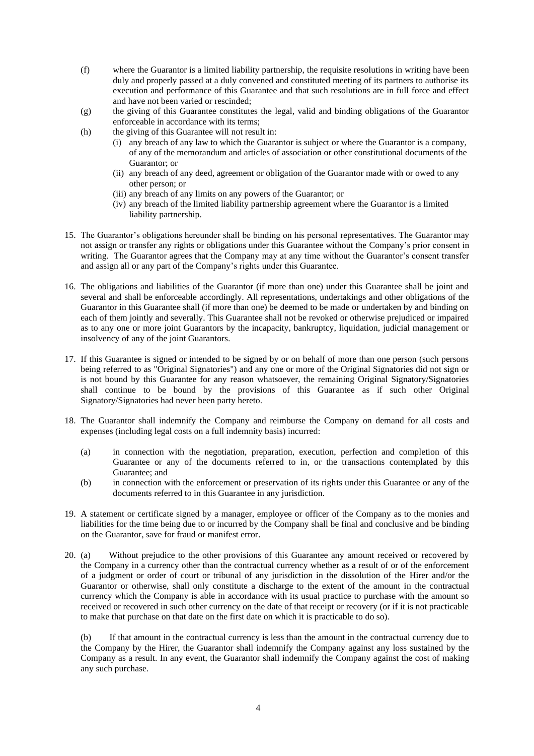(f) where the Guarantor is a limited liability partnership, the requisite resolutions in writing have been duly and properly passed at a duly convened and constituted meeting of its partners to authorise its execution and performance of this Guarantee and that such resolutions are in full force and effect and have not been varied or rescinded;

(g) the giving of this Guarantee constitutes the legal, valid and binding obligations of the Guarantor enforceable in accordance with its terms;

(h) the giving of this Guarantee will not result in:

   (i) any breach of any law to which the Guarantor is subject or where the Guarantor is a company, of any of the memorandum and articles of association or other constitutional documents of the Guarantor; or

   (ii) any breach of any deed, agreement or obligation of the Guarantor made with or owed to any other person; or

   (iii) any breach of any limits on any powers of the Guarantor; or

   (iv) any breach of the limited liability partnership agreement where the Guarantor is a limited liability partnership.

15. The Guarantor's obligations hereunder shall be binding on his personal representatives. The Guarantor may not assign or transfer any rights or obligations under this Guarantee without the Company's prior consent in writing. The Guarantor agrees that the Company may at any time without the Guarantor's consent transfer and assign all or any part of the Company's rights under this Guarantee.

16. The obligations and liabilities of the Guarantor (if more than one) under this Guarantee shall be joint and several and shall be enforceable accordingly. All representations, undertakings and other obligations of the Guarantor in this Guarantee shall (if more than one) be deemed to be made or undertaken by and binding on each of them jointly and severally. This Guarantee shall not be revoked or otherwise prejudiced or impaired as to any one or more joint Guarantors by the incapacity, bankruptcy, liquidation, judicial management or insolvency of any of the joint Guarantors.

17. If this Guarantee is signed or intended to be signed by or on behalf of more than one person (such persons being referred to as "Original Signatories") and any one or more of the Original Signatories did not sign or is not bound by this Guarantee for any reason whatsoever, the remaining Original Signatory/Signatories shall continue to be bound by the provisions of this Guarantee as if such other Original Signatory/Signatories had never been party hereto.

18. The Guarantor shall indemnify the Company and reimburse the Company on demand for all costs and expenses (including legal costs on a full indemnity basis) incurred:

   (a) in connection with the negotiation, preparation, execution, perfection and completion of this Guarantee or any of the documents referred to in, or the transactions contemplated by this Guarantee; and

   (b) in connection with the enforcement or preservation of its rights under this Guarantee or any of the documents referred to in this Guarantee in any jurisdiction.

19. A statement or certificate signed by a manager, employee or officer of the Company as to the monies and liabilities for the time being due to or incurred by the Company shall be final and conclusive and be binding on the Guarantor, save for fraud or manifest error.

20. (a) Without prejudice to the other provisions of this Guarantee any amount received or recovered by the Company in a currency other than the contractual currency whether as a result of or of the enforcement of a judgment or order of court or tribunal of any jurisdiction in the dissolution of the Hirer and/or the Guarantor or otherwise, shall only constitute a discharge to the extent of the amount in the contractual currency which the Company is able in accordance with its usual practice to purchase with the amount so received or recovered in such other currency on the date of that receipt or recovery (or if it is not practicable to make that purchase on that date on the first date on which it is practicable to do so).

    (b) If that amount in the contractual currency is less than the amount in the contractual currency due to the Company by the Hirer, the Guarantor shall indemnify the Company against any loss sustained by the Company as a result. In any event, the Guarantor shall indemnify the Company against the cost of making any such purchase.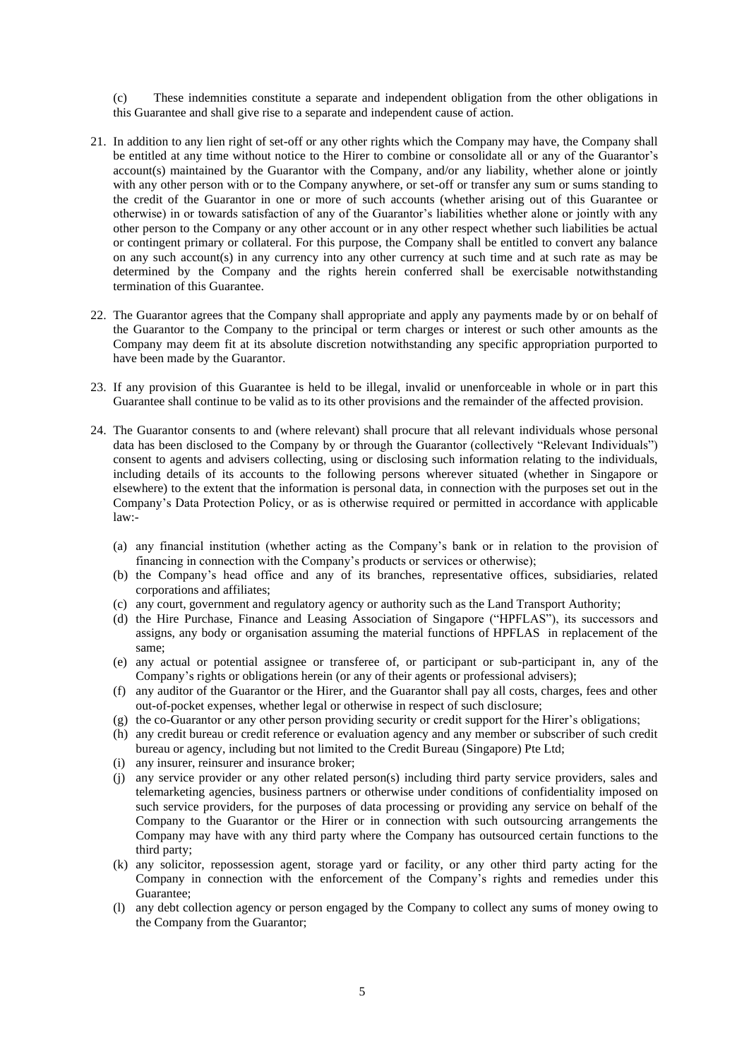(c) These indemnities constitute a separate and independent obligation from the other obligations in this Guarantee and shall give rise to a separate and independent cause of action.

21. In addition to any lien right of set-off or any other rights which the Company may have, the Company shall be entitled at any time without notice to the Hirer to combine or consolidate all or any of the Guarantor's account(s) maintained by the Guarantor with the Company, and/or any liability, whether alone or jointly with any other person with or to the Company anywhere, or set-off or transfer any sum or sums standing to the credit of the Guarantor in one or more of such accounts (whether arising out of this Guarantee or otherwise) in or towards satisfaction of any of the Guarantor's liabilities whether alone or jointly with any other person to the Company or any other account or in any other respect whether such liabilities be actual or contingent primary or collateral. For this purpose, the Company shall be entitled to convert any balance on any such account(s) in any currency into any other currency at such time and at such rate as may be determined by the Company and the rights herein conferred shall be exercisable notwithstanding termination of this Guarantee.

22. The Guarantor agrees that the Company shall appropriate and apply any payments made by or on behalf of the Guarantor to the Company to the principal or term charges or interest or such other amounts as the Company may deem fit at its absolute discretion notwithstanding any specific appropriation purported to have been made by the Guarantor.

23. If any provision of this Guarantee is held to be illegal, invalid or unenforceable in whole or in part this Guarantee shall continue to be valid as to its other provisions and the remainder of the affected provision.

24. The Guarantor consents to and (where relevant) shall procure that all relevant individuals whose personal data has been disclosed to the Company by or through the Guarantor (collectively "Relevant Individuals") consent to agents and advisers collecting, using or disclosing such information relating to the individuals, including details of its accounts to the following persons wherever situated (whether in Singapore or elsewhere) to the extent that the information is personal data, in connection with the purposes set out in the Company's Data Protection Policy, or as is otherwise required or permitted in accordance with applicable law:-

    (a) any financial institution (whether acting as the Company's bank or in relation to the provision of financing in connection with the Company's products or services or otherwise);
    (b) the Company's head office and any of its branches, representative offices, subsidiaries, related corporations and affiliates;
    (c) any court, government and regulatory agency or authority such as the Land Transport Authority;
    (d) the Hire Purchase, Finance and Leasing Association of Singapore ("HPFLAS"), its successors and assigns, any body or organisation assuming the material functions of HPFLAS in replacement of the same;
    (e) any actual or potential assignee or transferee of, or participant or sub-participant in, any of the Company's rights or obligations herein (or any of their agents or professional advisers);
    (f) any auditor of the Guarantor or the Hirer, and the Guarantor shall pay all costs, charges, fees and other out-of-pocket expenses, whether legal or otherwise in respect of such disclosure;
    (g) the co-Guarantor or any other person providing security or credit support for the Hirer's obligations;
    (h) any credit bureau or credit reference or evaluation agency and any member or subscriber of such credit bureau or agency, including but not limited to the Credit Bureau (Singapore) Pte Ltd;
    (i) any insurer, reinsurer and insurance broker;
    (j) any service provider or any other related person(s) including third party service providers, sales and telemarketing agencies, business partners or otherwise under conditions of confidentiality imposed on such service providers, for the purposes of data processing or providing any service on behalf of the Company to the Guarantor or the Hirer or in connection with such outsourcing arrangements the Company may have with any third party where the Company has outsourced certain functions to the third party;
    (k) any solicitor, repossession agent, storage yard or facility, or any other third party acting for the Company in connection with the enforcement of the Company's rights and remedies under this Guarantee;
    (l) any debt collection agency or person engaged by the Company to collect any sums of money owing to the Company from the Guarantor;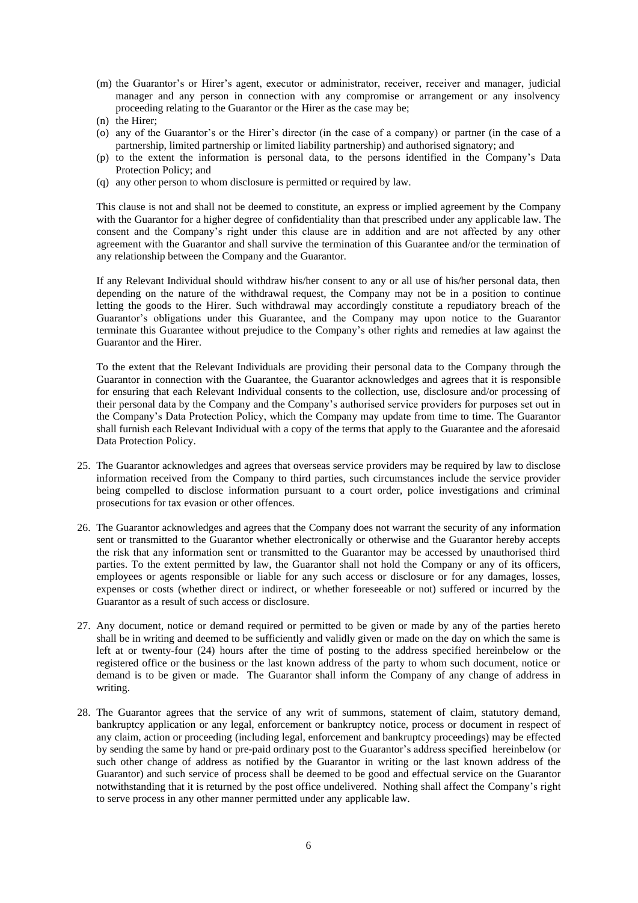(m) the Guarantor's or Hirer's agent, executor or administrator, receiver, receiver and manager, judicial manager and any person in connection with any compromise or arrangement or any insolvency proceeding relating to the Guarantor or the Hirer as the case may be;

(n) the Hirer;

(o) any of the Guarantor's or the Hirer's director (in the case of a company) or partner (in the case of a partnership, limited partnership or limited liability partnership) and authorised signatory; and

(p) to the extent the information is personal data, to the persons identified in the Company's Data Protection Policy; and

(q) any other person to whom disclosure is permitted or required by law.

This clause is not and shall not be deemed to constitute, an express or implied agreement by the Company with the Guarantor for a higher degree of confidentiality than that prescribed under any applicable law. The consent and the Company's right under this clause are in addition and are not affected by any other agreement with the Guarantor and shall survive the termination of this Guarantee and/or the termination of any relationship between the Company and the Guarantor.

If any Relevant Individual should withdraw his/her consent to any or all use of his/her personal data, then depending on the nature of the withdrawal request, the Company may not be in a position to continue letting the goods to the Hirer. Such withdrawal may accordingly constitute a repudiatory breach of the Guarantor's obligations under this Guarantee, and the Company may upon notice to the Guarantor terminate this Guarantee without prejudice to the Company's other rights and remedies at law against the Guarantor and the Hirer.

To the extent that the Relevant Individuals are providing their personal data to the Company through the Guarantor in connection with the Guarantee, the Guarantor acknowledges and agrees that it is responsible for ensuring that each Relevant Individual consents to the collection, use, disclosure and/or processing of their personal data by the Company and the Company's authorised service providers for purposes set out in the Company's Data Protection Policy, which the Company may update from time to time. The Guarantor shall furnish each Relevant Individual with a copy of the terms that apply to the Guarantee and the aforesaid Data Protection Policy.

25. The Guarantor acknowledges and agrees that overseas service providers may be required by law to disclose information received from the Company to third parties, such circumstances include the service provider being compelled to disclose information pursuant to a court order, police investigations and criminal prosecutions for tax evasion or other offences.

26. The Guarantor acknowledges and agrees that the Company does not warrant the security of any information sent or transmitted to the Guarantor whether electronically or otherwise and the Guarantor hereby accepts the risk that any information sent or transmitted to the Guarantor may be accessed by unauthorised third parties. To the extent permitted by law, the Guarantor shall not hold the Company or any of its officers, employees or agents responsible or liable for any such access or disclosure or for any damages, losses, expenses or costs (whether direct or indirect, or whether foreseeable or not) suffered or incurred by the Guarantor as a result of such access or disclosure.

27. Any document, notice or demand required or permitted to be given or made by any of the parties hereto shall be in writing and deemed to be sufficiently and validly given or made on the day on which the same is left at or twenty-four (24) hours after the time of posting to the address specified hereinbelow or the registered office or the business or the last known address of the party to whom such document, notice or demand is to be given or made. The Guarantor shall inform the Company of any change of address in writing.

28. The Guarantor agrees that the service of any writ of summons, statement of claim, statutory demand, bankruptcy application or any legal, enforcement or bankruptcy notice, process or document in respect of any claim, action or proceeding (including legal, enforcement and bankruptcy proceedings) may be effected by sending the same by hand or pre-paid ordinary post to the Guarantor's address specified hereinbelow (or such other change of address as notified by the Guarantor in writing or the last known address of the Guarantor) and such service of process shall be deemed to be good and effectual service on the Guarantor notwithstanding that it is returned by the post office undelivered. Nothing shall affect the Company's right to serve process in any other manner permitted under any applicable law.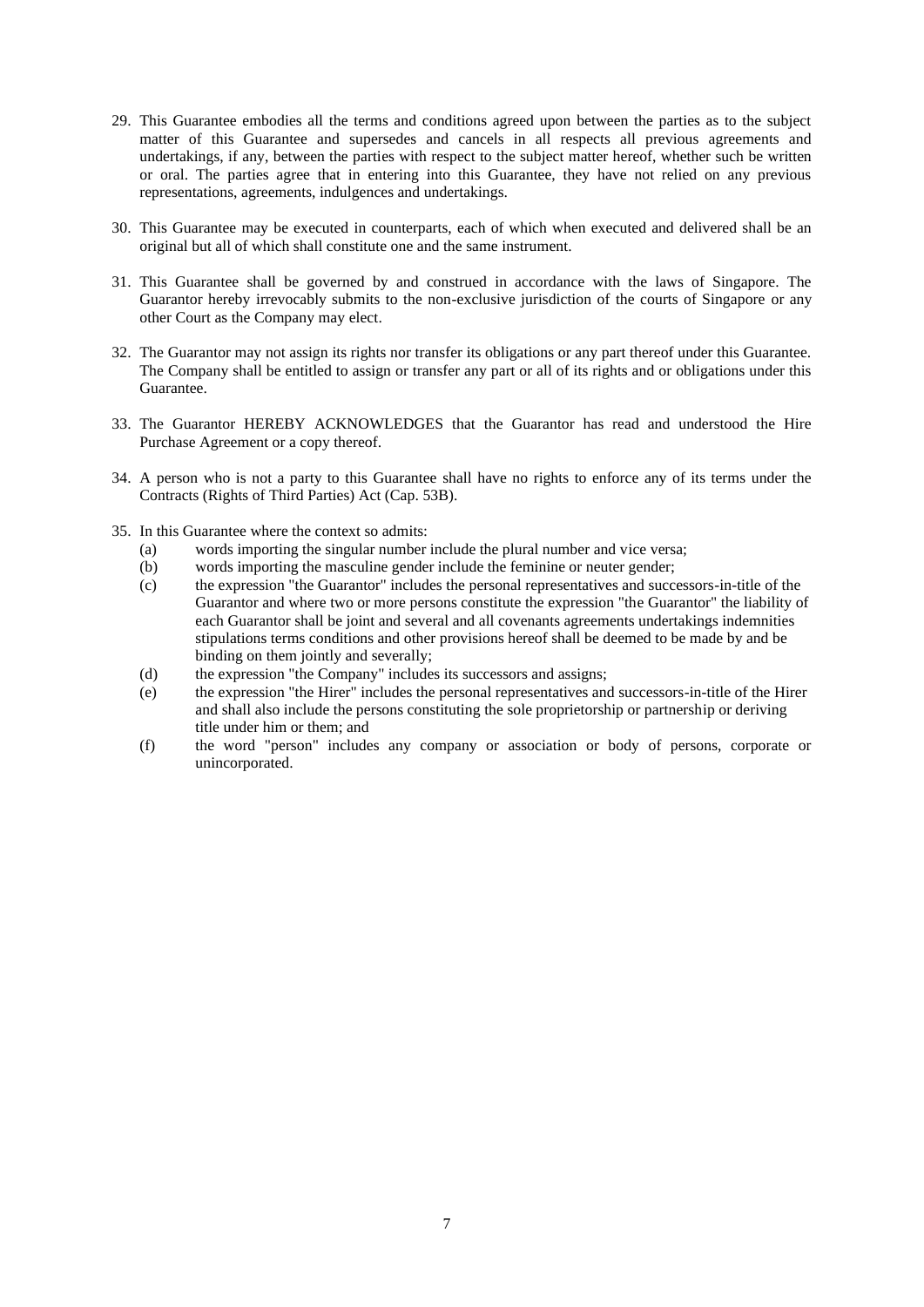29. This Guarantee embodies all the terms and conditions agreed upon between the parties as to the subject matter of this Guarantee and supersedes and cancels in all respects all previous agreements and undertakings, if any, between the parties with respect to the subject matter hereof, whether such be written or oral. The parties agree that in entering into this Guarantee, they have not relied on any previous representations, agreements, indulgences and undertakings.

30. This Guarantee may be executed in counterparts, each of which when executed and delivered shall be an original but all of which shall constitute one and the same instrument.

31. This Guarantee shall be governed by and construed in accordance with the laws of Singapore. The Guarantor hereby irrevocably submits to the non-exclusive jurisdiction of the courts of Singapore or any other Court as the Company may elect.

32. The Guarantor may not assign its rights nor transfer its obligations or any part thereof under this Guarantee. The Company shall be entitled to assign or transfer any part or all of its rights and or obligations under this Guarantee.

33. The Guarantor HEREBY ACKNOWLEDGES that the Guarantor has read and understood the Hire Purchase Agreement or a copy thereof.

34. A person who is not a party to this Guarantee shall have no rights to enforce any of its terms under the Contracts (Rights of Third Parties) Act (Cap. 53B).

35. In this Guarantee where the context so admits:
    (a) words importing the singular number include the plural number and vice versa;
    (b) words importing the masculine gender include the feminine or neuter gender;
    (c) the expression "the Guarantor" includes the personal representatives and successors-in-title of the Guarantor and where two or more persons constitute the expression "the Guarantor" the liability of each Guarantor shall be joint and several and all covenants agreements undertakings indemnities stipulations terms conditions and other provisions hereof shall be deemed to be made by and be binding on them jointly and severally;
    (d) the expression "the Company" includes its successors and assigns;
    (e) the expression "the Hirer" includes the personal representatives and successors-in-title of the Hirer and shall also include the persons constituting the sole proprietorship or partnership or deriving title under him or them; and
    (f) the word "person" includes any company or association or body of persons, corporate or unincorporated.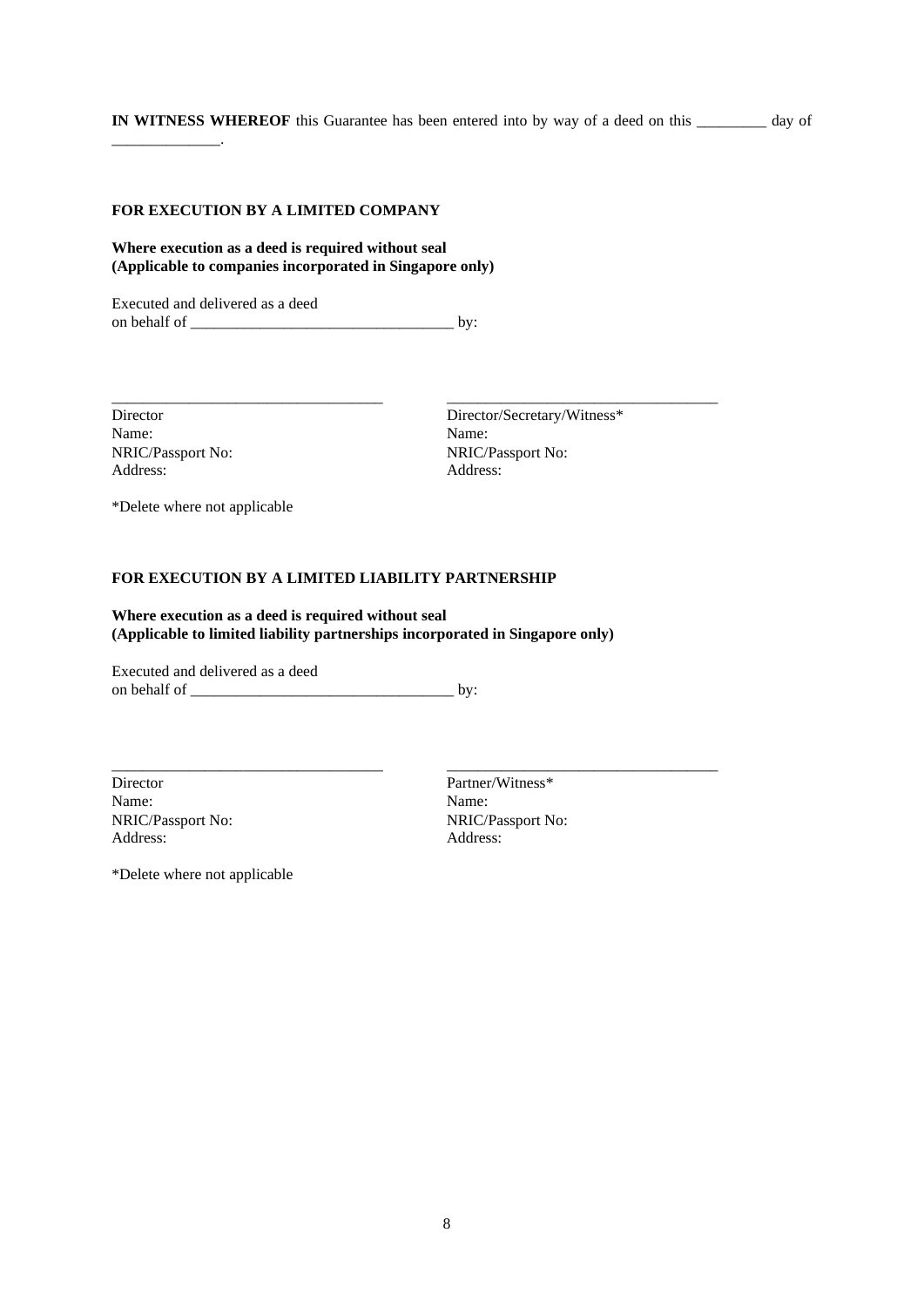**IN WITNESS WHEREOF** this Guarantee has been entered into by way of a deed on this _________ day of ______________.

**FOR EXECUTION BY A LIMITED COMPANY**

**Where execution as a deed is required without seal**
**(Applicable to companies incorporated in Singapore only)**

Executed and delivered as a deed
on behalf of __________________________________ by:

| ___________________________________ | ___________________________________ |
|---|---|
| Director | Director/Secretary/Witness* |
| Name: | Name: |
| NRIC/Passport No: | NRIC/Passport No: |
| Address: | Address: |

*Delete where not applicable

**FOR EXECUTION BY A LIMITED LIABILITY PARTNERSHIP**

**Where execution as a deed is required without seal**
**(Applicable to limited liability partnerships incorporated in Singapore only)**

Executed and delivered as a deed
on behalf of __________________________________ by:

| ___________________________________ | ___________________________________ |
|---|---|
| Director | Partner/Witness* |
| Name: | Name: |
| NRIC/Passport No: | NRIC/Passport No: |
| Address: | Address: |

*Delete where not applicable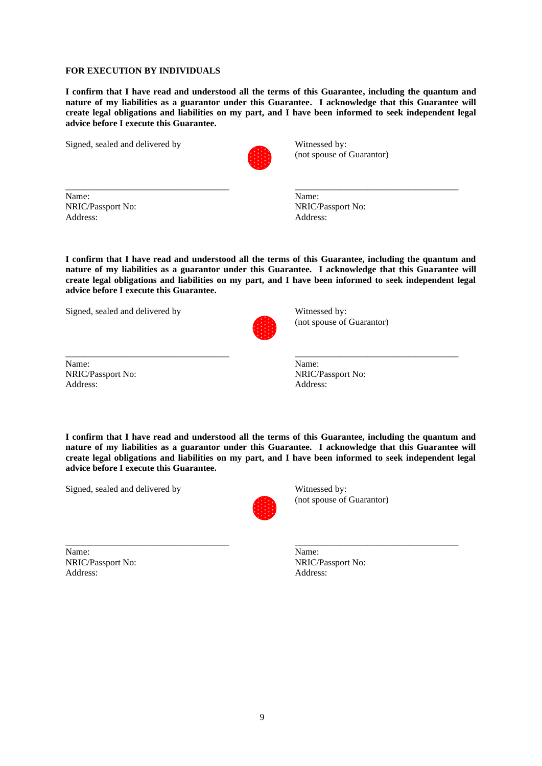**FOR EXECUTION BY INDIVIDUALS**

**I confirm that I have read and understood all the terms of this Guarantee, including the quantum and nature of my liabilities as a guarantor under this Guarantee. I acknowledge that this Guarantee will create legal obligations and liabilities on my part, and I have been informed to seek independent legal advice before I execute this Guarantee.**

| | |
|---|---|
| Signed, sealed and delivered by | Witnessed by:<br>(not spouse of Guarantor) |
| \_\_\_\_\_\_\_\_\_\_\_\_\_\_\_\_\_\_\_\_\_\_\_\_\_\_\_\_\_\_\_\_\_\_\_ | \_\_\_\_\_\_\_\_\_\_\_\_\_\_\_\_\_\_\_\_\_\_\_\_\_\_\_\_\_\_\_\_\_\_\_ |
| Name:<br>NRIC/Passport No:<br>Address: | Name:<br>NRIC/Passport No:<br>Address: |

**I confirm that I have read and understood all the terms of this Guarantee, including the quantum and nature of my liabilities as a guarantor under this Guarantee. I acknowledge that this Guarantee will create legal obligations and liabilities on my part, and I have been informed to seek independent legal advice before I execute this Guarantee.**

| | |
|---|---|
| Signed, sealed and delivered by | Witnessed by:<br>(not spouse of Guarantor) |
| \_\_\_\_\_\_\_\_\_\_\_\_\_\_\_\_\_\_\_\_\_\_\_\_\_\_\_\_\_\_\_\_\_\_\_ | \_\_\_\_\_\_\_\_\_\_\_\_\_\_\_\_\_\_\_\_\_\_\_\_\_\_\_\_\_\_\_\_\_\_\_ |
| Name:<br>NRIC/Passport No:<br>Address: | Name:<br>NRIC/Passport No:<br>Address: |

**I confirm that I have read and understood all the terms of this Guarantee, including the quantum and nature of my liabilities as a guarantor under this Guarantee. I acknowledge that this Guarantee will create legal obligations and liabilities on my part, and I have been informed to seek independent legal advice before I execute this Guarantee.**

| | |
|---|---|
| Signed, sealed and delivered by | Witnessed by:<br>(not spouse of Guarantor) |
| \_\_\_\_\_\_\_\_\_\_\_\_\_\_\_\_\_\_\_\_\_\_\_\_\_\_\_\_\_\_\_\_\_\_\_ | \_\_\_\_\_\_\_\_\_\_\_\_\_\_\_\_\_\_\_\_\_\_\_\_\_\_\_\_\_\_\_\_\_\_\_ |
| Name:<br>NRIC/Passport No:<br>Address: | Name:<br>NRIC/Passport No:<br>Address: |